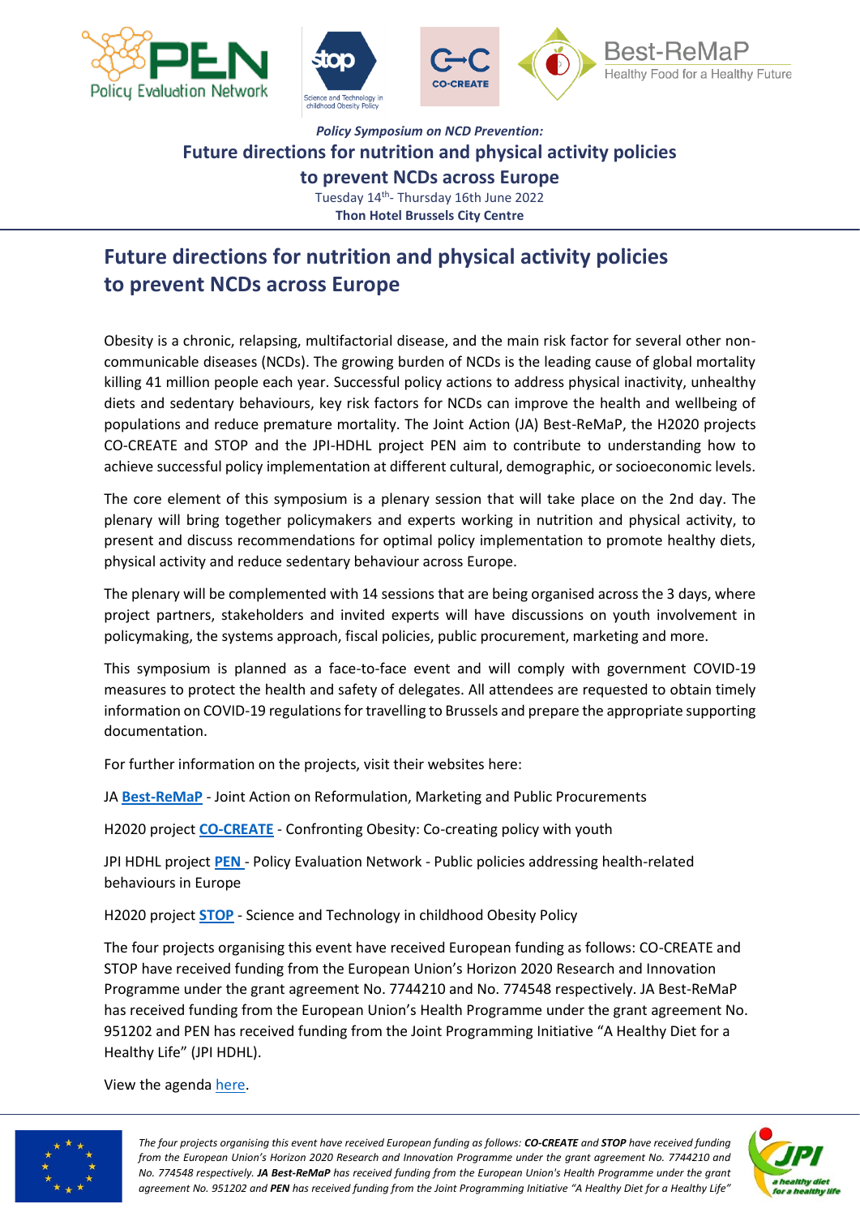*Policy Symposium on NCD Prevention:*

**Future directions for nutrition and physical activity policies to prevent NCDs across Europe**

Tuesday 14th- Thursday 16th June 2022

**Thon Hotel Brussels City Centre**

# Future directions for nutrition and physical activity policies to prevent NCDs across Europe

Obesity is a chronic, relapsing, multifactorial disease, and the main risk factor for several other non-communicable diseases (NCDs). The growing burden of NCDs is the leading cause of global mortality killing 41 million people each year. Successful policy actions to address physical inactivity, unhealthy diets and sedentary behaviours, key risk factors for NCDs can improve the health and wellbeing of populations and reduce premature mortality. The Joint Action (JA) Best-ReMaP, the H2020 projects CO-CREATE and STOP and the JPI-HDHL project PEN aim to contribute to understanding how to achieve successful policy implementation at different cultural, demographic, or socioeconomic levels.

The core element of this symposium is a plenary session that will take place on the 2nd day. The plenary will bring together policymakers and experts working in nutrition and physical activity, to present and discuss recommendations for optimal policy implementation to promote healthy diets, physical activity and reduce sedentary behaviour across Europe.

The plenary will be complemented with 14 sessions that are being organised across the 3 days, where project partners, stakeholders and invited experts will have discussions on youth involvement in policymaking, the systems approach, fiscal policies, public procurement, marketing and more.

This symposium is planned as a face-to-face event and will comply with government COVID-19 measures to protect the health and safety of delegates. All attendees are requested to obtain timely information on COVID-19 regulations for travelling to Brussels and prepare the appropriate supporting documentation.

For further information on the projects, visit their websites here:

JA **Best-ReMaP** - Joint Action on Reformulation, Marketing and Public Procurements

H2020 project **CO-CREATE** - Confronting Obesity: Co-creating policy with youth

JPI HDHL project **PEN** - Policy Evaluation Network - Public policies addressing health-related behaviours in Europe

H2020 project **STOP** - Science and Technology in childhood Obesity Policy

The four projects organising this event have received European funding as follows: CO-CREATE and STOP have received funding from the European Union's Horizon 2020 Research and Innovation Programme under the grant agreement No. 7744210 and No. 774548 respectively. JA Best-ReMaP has received funding from the European Union's Health Programme under the grant agreement No. 951202 and PEN has received funding from the Joint Programming Initiative "A Healthy Diet for a Healthy Life" (JPI HDHL).

View the agenda here.

*The four projects organising this event have received European funding as follows: **CO-CREATE** and **STOP** have received funding from the European Union's Horizon 2020 Research and Innovation Programme under the grant agreement No. 7744210 and No. 774548 respectively. **JA Best-ReMaP** has received funding from the European Union's Health Programme under the grant agreement No. 951202 and **PEN** has received funding from the Joint Programming Initiative "A Healthy Diet for a Healthy Life"*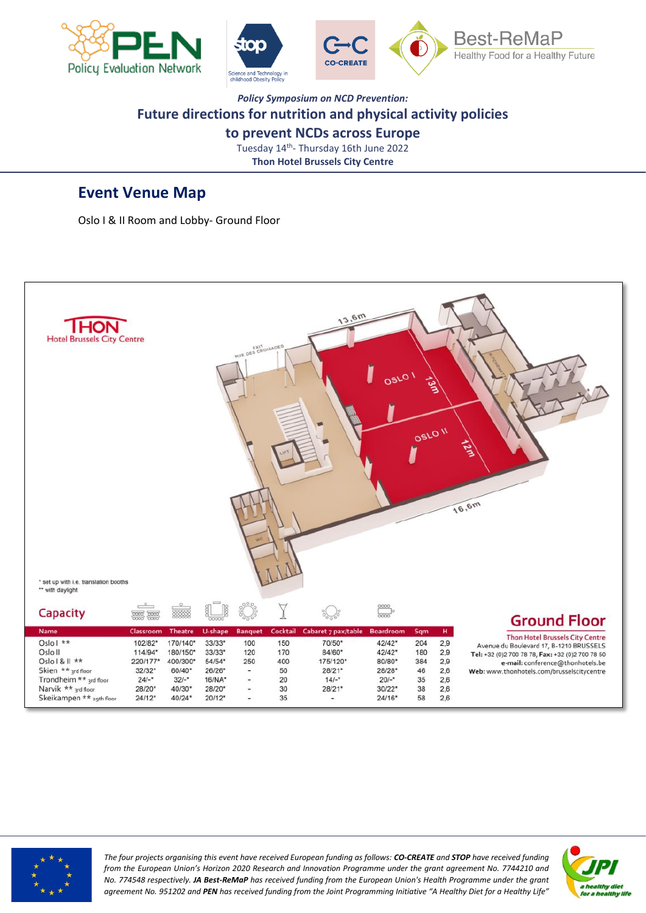*Policy Symposium on NCD Prevention:*

**Future directions for nutrition and physical activity policies to prevent NCDs across Europe**

Tuesday 14th- Thursday 16th June 2022

**Thon Hotel Brussels City Centre**

## Event Venue Map

Oslo I & II Room and Lobby- Ground Floor

THON Hotel Brussels City Centre

13,6m · OSLO I · 13m · OSLO II · 12m · 16,6m · EXIT RUE DES CROISADES · LIFT · WC · KITCHENETTE

\* set up with i.e. translation booths
\*\* with daylight

**Capacity**

| Name | Classroom | Theatre | U-shape | Banquet | Cocktail | Cabaret 7 pax/table | Boardroom | Sqm | H |
|---|---|---|---|---|---|---|---|---|---|
| Oslo I ** | 102/82* | 170/140* | 33/33* | 100 | 150 | 70/50* | 42/42* | 204 | 2,9 |
| Oslo II | 114/94* | 180/150* | 33/33* | 120 | 170 | 84/60* | 42/42* | 180 | 2,9 |
| Oslo I & II ** | 220/177* | 400/300* | 54/54* | 250 | 400 | 175/120* | 80/80* | 384 | 2,9 |
| Skien ** 3rd floor | 32/32* | 60/40* | 26/26* | - | 50 | 28/21* | 28/28* | 46 | 2,6 |
| Trondheim ** 3rd floor | 24/-* | 32/-* | 16/NA* | - | 20 | 14/-* | 20/-* | 35 | 2,6 |
| Narvik ** 3rd floor | 28/20* | 40/30* | 28/20* | - | 30 | 28/21* | 30/22* | 38 | 2,6 |
| Skeikampen ** 29th floor | 24/12* | 40/24* | 20/12* | - | 35 | - | 24/16* | 58 | 2,6 |

**Ground Floor**

Thon Hotel Brussels City Centre
Avenue du Boulevard 17, B-1210 BRUSSELS
**Tel:** +32 (0)2 700 78 78, **Fax:** +32 (0)2 700 78 50
**e-mail:** conference@thonhotels.be
**Web:** www.thonhotels.com/brusselscitycentre

*The four projects organising this event have received European funding as follows: **CO-CREATE** and **STOP** have received funding from the European Union's Horizon 2020 Research and Innovation Programme under the grant agreement No. 7744210 and No. 774548 respectively. **JA Best-ReMaP** has received funding from the European Union's Health Programme under the grant agreement No. 951202 and **PEN** has received funding from the Joint Programming Initiative "A Healthy Diet for a Healthy Life"*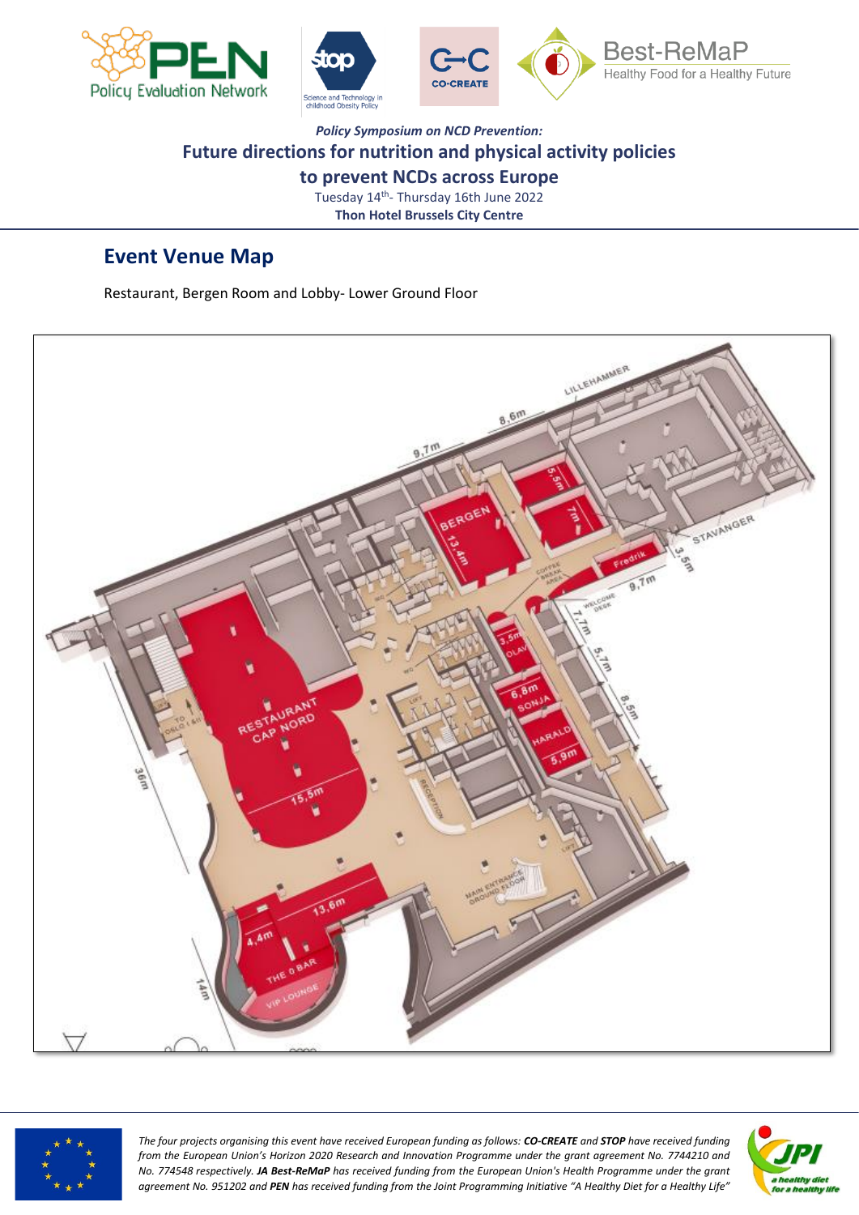*Policy Symposium on NCD Prevention:*

**Future directions for nutrition and physical activity policies to prevent NCDs across Europe**

Tuesday 14th- Thursday 16th June 2022

**Thon Hotel Brussels City Centre**

## Event Venue Map

Restaurant, Bergen Room and Lobby- Lower Ground Floor

LILLEHAMMER
8,6m
9,7m
BERGEN
13,4m
5,5m
7m
STAVANGER
3,5m
Fredrik
9,7m
COFFEE BREAK AREA
WELCOME DESK
7,7m
5,7m
8,5m
3,5m
OLAV
6,8m
SONJA
HARALD
5,9m
RESTAURANT CAP NORD
15,5m
36m
TO OSLO I & II
RECEPTION
LIFT
WC
MAIN ENTRANCE GROUND FLOOR
13,6m
4,4m
THE 0 BAR
VIP LOUNGE
14m

*The four projects organising this event have received European funding as follows: **CO-CREATE** and **STOP** have received funding from the European Union's Horizon 2020 Research and Innovation Programme under the grant agreement No. 7744210 and No. 774548 respectively. **JA Best-ReMaP** has received funding from the European Union's Health Programme under the grant agreement No. 951202 and **PEN** has received funding from the Joint Programming Initiative "A Healthy Diet for a Healthy Life"*